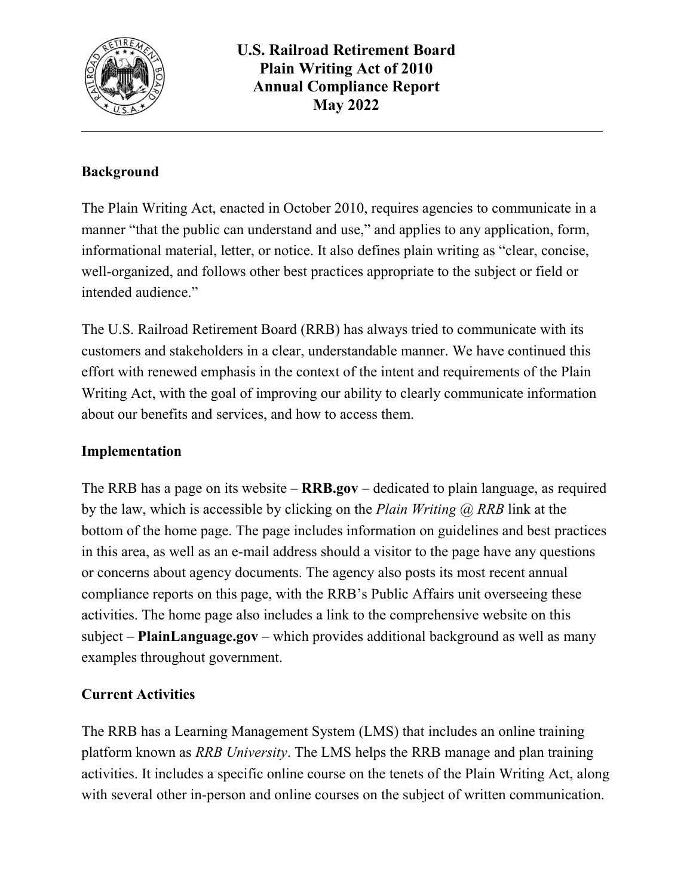# U.S. Railroad Retirement Board Plain Writing Act of 2010 Annual Compliance Report May 2022

## Background

The Plain Writing Act, enacted in October 2010, requires agencies to communicate in a manner "that the public can understand and use," and applies to any application, form, informational material, letter, or notice. It also defines plain writing as "clear, concise, well-organized, and follows other best practices appropriate to the subject or field or intended audience."

The U.S. Railroad Retirement Board (RRB) has always tried to communicate with its customers and stakeholders in a clear, understandable manner. We have continued this effort with renewed emphasis in the context of the intent and requirements of the Plain Writing Act, with the goal of improving our ability to clearly communicate information about our benefits and services, and how to access them.

## Implementation

The RRB has a page on its website – **RRB.gov** – dedicated to plain language, as required by the law, which is accessible by clicking on the *Plain Writing @ RRB* link at the bottom of the home page. The page includes information on guidelines and best practices in this area, as well as an e-mail address should a visitor to the page have any questions or concerns about agency documents. The agency also posts its most recent annual compliance reports on this page, with the RRB's Public Affairs unit overseeing these activities. The home page also includes a link to the comprehensive website on this subject – **PlainLanguage.gov** – which provides additional background as well as many examples throughout government.

## Current Activities

The RRB has a Learning Management System (LMS) that includes an online training platform known as *RRB University*. The LMS helps the RRB manage and plan training activities. It includes a specific online course on the tenets of the Plain Writing Act, along with several other in-person and online courses on the subject of written communication.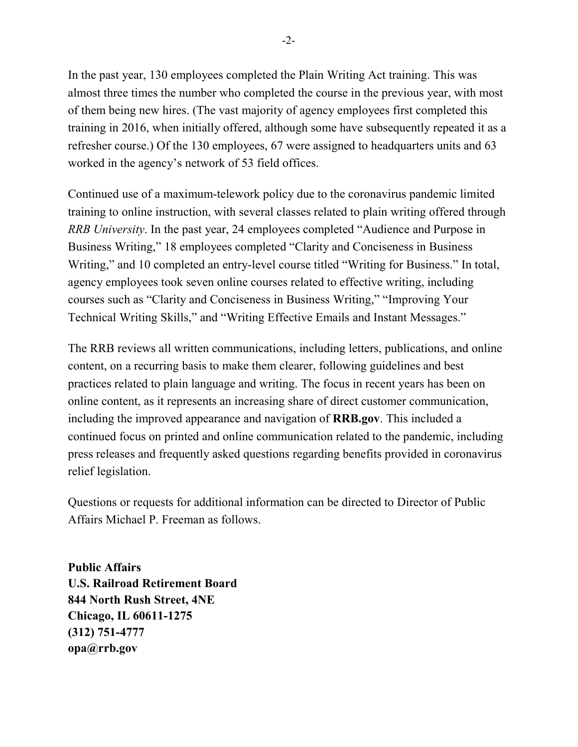In the past year, 130 employees completed the Plain Writing Act training. This was almost three times the number who completed the course in the previous year, with most of them being new hires. (The vast majority of agency employees first completed this training in 2016, when initially offered, although some have subsequently repeated it as a refresher course.) Of the 130 employees, 67 were assigned to headquarters units and 63 worked in the agency's network of 53 field offices.

Continued use of a maximum-telework policy due to the coronavirus pandemic limited training to online instruction, with several classes related to plain writing offered through *RRB University*. In the past year, 24 employees completed "Audience and Purpose in Business Writing," 18 employees completed "Clarity and Conciseness in Business Writing," and 10 completed an entry-level course titled "Writing for Business." In total, agency employees took seven online courses related to effective writing, including courses such as "Clarity and Conciseness in Business Writing," "Improving Your Technical Writing Skills," and "Writing Effective Emails and Instant Messages."

The RRB reviews all written communications, including letters, publications, and online content, on a recurring basis to make them clearer, following guidelines and best practices related to plain language and writing. The focus in recent years has been on online content, as it represents an increasing share of direct customer communication, including the improved appearance and navigation of **RRB.gov**. This included a continued focus on printed and online communication related to the pandemic, including press releases and frequently asked questions regarding benefits provided in coronavirus relief legislation.

Questions or requests for additional information can be directed to Director of Public Affairs Michael P. Freeman as follows.

**Public Affairs**
**U.S. Railroad Retirement Board**
**844 North Rush Street, 4NE**
**Chicago, IL 60611-1275**
**(312) 751-4777**
**opa@rrb.gov**